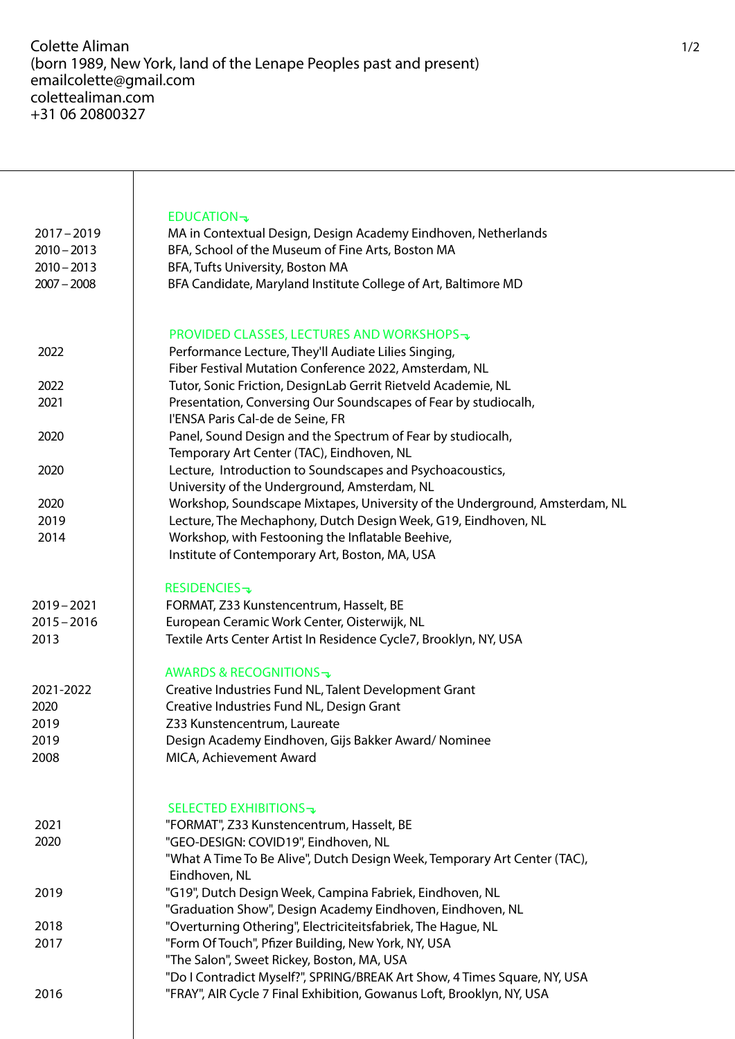Colette Aliman
(born 1989, New York, land of the Lenape Peoples past and present)
emailcolette@gmail.com
colettealiman.com
+31 06 20800327

## EDUCATION

| | |
|---|---|
| 2017 – 2019 | MA in Contextual Design, Design Academy Eindhoven, Netherlands |
| 2010 – 2013 | BFA, School of the Museum of Fine Arts, Boston MA |
| 2010 – 2013 | BFA, Tufts University, Boston MA |
| 2007 – 2008 | BFA Candidate, Maryland Institute College of Art, Baltimore MD |

## PROVIDED CLASSES, LECTURES AND WORKSHOPS

| | |
|---|---|
| 2022 | Performance Lecture, They'll Audiate Lilies Singing, Fiber Festival Mutation Conference 2022, Amsterdam, NL |
| 2022 | Tutor, Sonic Friction, DesignLab Gerrit Rietveld Academie, NL |
| 2021 | Presentation, Conversing Our Soundscapes of Fear by studiocalh, l'ENSA Paris Cal-de de Seine, FR |
| 2020 | Panel, Sound Design and the Spectrum of Fear by studiocalh, Temporary Art Center (TAC), Eindhoven, NL |
| 2020 | Lecture, Introduction to Soundscapes and Psychoacoustics, University of the Underground, Amsterdam, NL |
| 2020 | Workshop, Soundscape Mixtapes, University of the Underground, Amsterdam, NL |
| 2019 | Lecture, The Mechaphony, Dutch Design Week, G19, Eindhoven, NL |
| 2014 | Workshop, with Festooning the Inflatable Beehive, Institute of Contemporary Art, Boston, MA, USA |

## RESIDENCIES

| | |
|---|---|
| 2019 – 2021 | FORMAT, Z33 Kunstencentrum, Hasselt, BE |
| 2015 – 2016 | European Ceramic Work Center, Oisterwijk, NL |
| 2013 | Textile Arts Center Artist In Residence Cycle7, Brooklyn, NY, USA |

## AWARDS & RECOGNITIONS

| | |
|---|---|
| 2021-2022 | Creative Industries Fund NL, Talent Development Grant |
| 2020 | Creative Industries Fund NL, Design Grant |
| 2019 | Z33 Kunstencentrum, Laureate |
| 2019 | Design Academy Eindhoven, Gijs Bakker Award/ Nominee |
| 2008 | MICA, Achievement Award |

## SELECTED EXHIBITIONS

| | |
|---|---|
| 2021 | "FORMAT", Z33 Kunstencentrum, Hasselt, BE |
| 2020 | "GEO-DESIGN: COVID19", Eindhoven, NL |
| | "What A Time To Be Alive", Dutch Design Week, Temporary Art Center (TAC), Eindhoven, NL |
| 2019 | "G19", Dutch Design Week, Campina Fabriek, Eindhoven, NL |
| | "Graduation Show", Design Academy Eindhoven, Eindhoven, NL |
| 2018 | "Overturning Othering", Electriciteitsfabriek, The Hague, NL |
| 2017 | "Form Of Touch", Pfizer Building, New York, NY, USA |
| | "The Salon", Sweet Rickey, Boston, MA, USA |
| | "Do I Contradict Myself?", SPRING/BREAK Art Show, 4 Times Square, NY, USA |
| 2016 | "FRAY", AIR Cycle 7 Final Exhibition, Gowanus Loft, Brooklyn, NY, USA |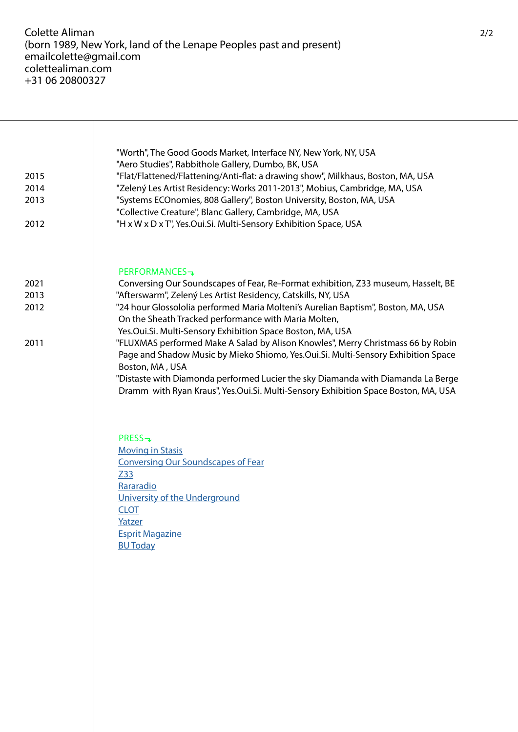Colette Aliman
(born 1989, New York, land of the Lenape Peoples past and present)
emailcolette@gmail.com
colettealiman.com
+31 06 20800327

| | |
|---|---|
| | "Worth", The Good Goods Market, Interface NY, New York, NY, USA |
| | "Aero Studies", Rabbithole Gallery, Dumbo, BK, USA |
| 2015 | "Flat/Flattened/Flattening/Anti-flat: a drawing show", Milkhaus, Boston, MA, USA |
| 2014 | "Zelený Les Artist Residency: Works 2011-2013", Mobius, Cambridge, MA, USA |
| 2013 | "Systems ECOnomies, 808 Gallery", Boston University, Boston, MA, USA |
| | "Collective Creature", Blanc Gallery, Cambridge, MA, USA |
| 2012 | "H x W x D x T", Yes.Oui.Si. Multi-Sensory Exhibition Space, USA |

## PERFORMANCES↴

| | |
|---|---|
| 2021 | Conversing Our Soundscapes of Fear, Re-Format exhibition, Z33 museum, Hasselt, BE |
| 2013 | "Afterswarm", Zelený Les Artist Residency, Catskills, NY, USA |
| 2012 | "24 hour Glossolola performed Maria Molteni's Aurelian Baptism", Boston, MA, USA |
| | On the Sheath Tracked performance with Maria Molten, Yes.Oui.Si. Multi-Sensory Exhibition Space Boston, MA, USA |
| 2011 | "FLUXMAS performed Make A Salad by Alison Knowles", Merry Christmass 66 by Robin Page and Shadow Music by Mieko Shiomo, Yes.Oui.Si. Multi-Sensory Exhibition Space Boston, MA , USA |
| | "Distaste with Diamonda performed Lucier the sky Diamanda with Diamanda La Berge Dramm with Ryan Kraus", Yes.Oui.Si. Multi-Sensory Exhibition Space Boston, MA, USA |

## PRESS↴

Moving in Stasis
Conversing Our Soundscapes of Fear
Z33
Rararadio
University of the Underground
CLOT
Yatzer
Esprit Magazine
BU Today